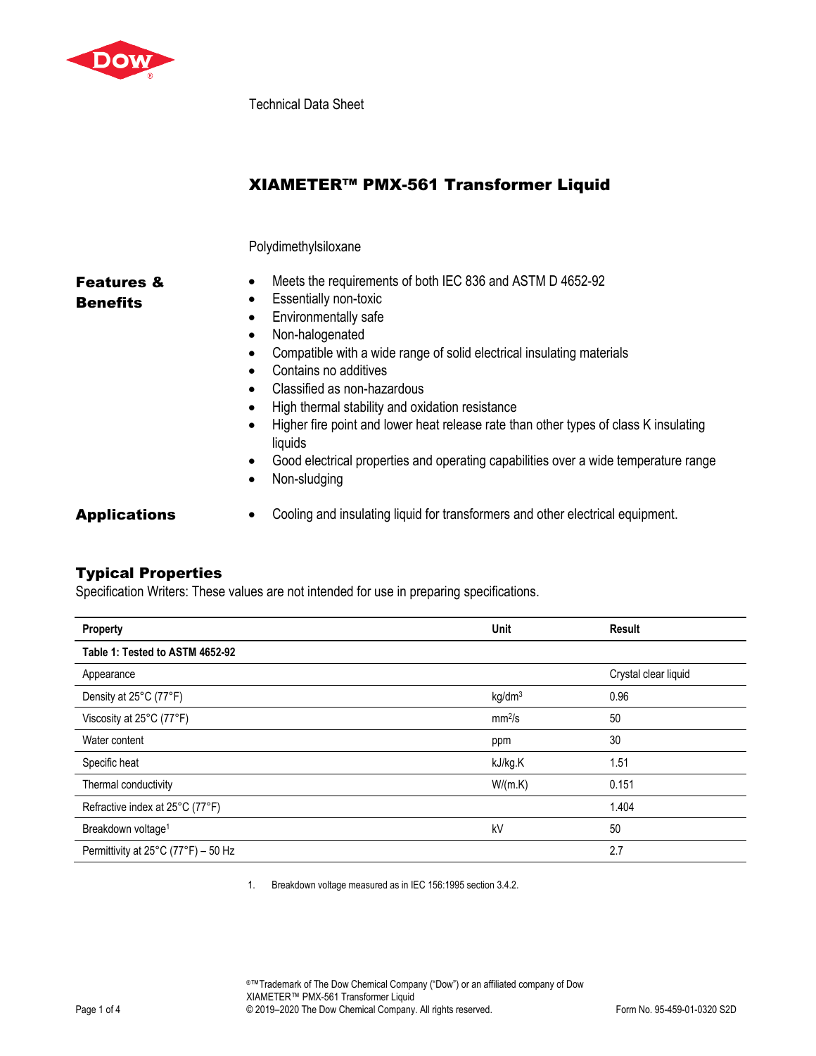Technical Data Sheet

# XIAMETER™ PMX-561 Transformer Liquid

Polydimethylsiloxane

## Features & Benefits

- Meets the requirements of both IEC 836 and ASTM D 4652-92
- Essentially non-toxic
- Environmentally safe
- Non-halogenated
- Compatible with a wide range of solid electrical insulating materials
- Contains no additives
- Classified as non-hazardous
- High thermal stability and oxidation resistance
- Higher fire point and lower heat release rate than other types of class K insulating liquids
- Good electrical properties and operating capabilities over a wide temperature range
- Non-sludging

## Applications

- Cooling and insulating liquid for transformers and other electrical equipment.

## Typical Properties

Specification Writers: These values are not intended for use in preparing specifications.

| Property | Unit | Result |
|---|---|---|
| **Table 1: Tested to ASTM 4652-92** | | |
| Appearance | | Crystal clear liquid |
| Density at 25°C (77°F) | $kg/dm^3$ | 0.96 |
| Viscosity at 25°C (77°F) | $mm^2/s$ | 50 |
| Water content | ppm | 30 |
| Specific heat | kJ/kg.K | 1.51 |
| Thermal conductivity | W/(m.K) | 0.151 |
| Refractive index at 25°C (77°F) | | 1.404 |
| Breakdown voltage[1] | kV | 50 |
| Permittivity at 25°C (77°F) – 50 Hz | | 2.7 |

1. Breakdown voltage measured as in IEC 156:1995 section 3.4.2.

®™Trademark of The Dow Chemical Company ("Dow") or an affiliated company of Dow
XIAMETER™ PMX-561 Transformer Liquid
© 2019–2020 The Dow Chemical Company. All rights reserved.

Form No. 95-459-01-0320 S2D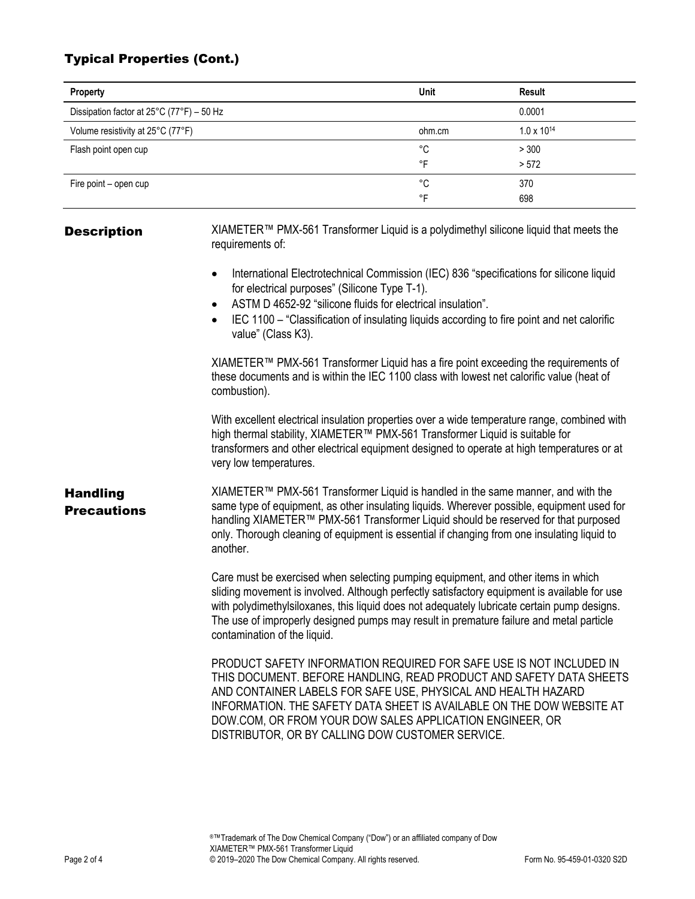## Typical Properties (Cont.)

| Property | Unit | Result |
|---|---|---|
| Dissipation factor at 25°C (77°F) – 50 Hz | | 0.0001 |
| Volume resistivity at 25°C (77°F) | ohm.cm | $1.0 \times 10^{14}$ |
| Flash point open cup | °C | > 300 |
| | °F | > 572 |
| Fire point – open cup | °C | 370 |
| | °F | 698 |

## Description

XIAMETER™ PMX-561 Transformer Liquid is a polydimethyl silicone liquid that meets the requirements of:

- International Electrotechnical Commission (IEC) 836 "specifications for silicone liquid for electrical purposes" (Silicone Type T-1).
- ASTM D 4652-92 "silicone fluids for electrical insulation".
- IEC 1100 – "Classification of insulating liquids according to fire point and net calorific value" (Class K3).

XIAMETER™ PMX-561 Transformer Liquid has a fire point exceeding the requirements of these documents and is within the IEC 1100 class with lowest net calorific value (heat of combustion).

With excellent electrical insulation properties over a wide temperature range, combined with high thermal stability, XIAMETER™ PMX-561 Transformer Liquid is suitable for transformers and other electrical equipment designed to operate at high temperatures or at very low temperatures.

## Handling Precautions

XIAMETER™ PMX-561 Transformer Liquid is handled in the same manner, and with the same type of equipment, as other insulating liquids. Wherever possible, equipment used for handling XIAMETER™ PMX-561 Transformer Liquid should be reserved for that purposed only. Thorough cleaning of equipment is essential if changing from one insulating liquid to another.

Care must be exercised when selecting pumping equipment, and other items in which sliding movement is involved. Although perfectly satisfactory equipment is available for use with polydimethylsiloxanes, this liquid does not adequately lubricate certain pump designs. The use of improperly designed pumps may result in premature failure and metal particle contamination of the liquid.

PRODUCT SAFETY INFORMATION REQUIRED FOR SAFE USE IS NOT INCLUDED IN THIS DOCUMENT. BEFORE HANDLING, READ PRODUCT AND SAFETY DATA SHEETS AND CONTAINER LABELS FOR SAFE USE, PHYSICAL AND HEALTH HAZARD INFORMATION. THE SAFETY DATA SHEET IS AVAILABLE ON THE DOW WEBSITE AT DOW.COM, OR FROM YOUR DOW SALES APPLICATION ENGINEER, OR DISTRIBUTOR, OR BY CALLING DOW CUSTOMER SERVICE.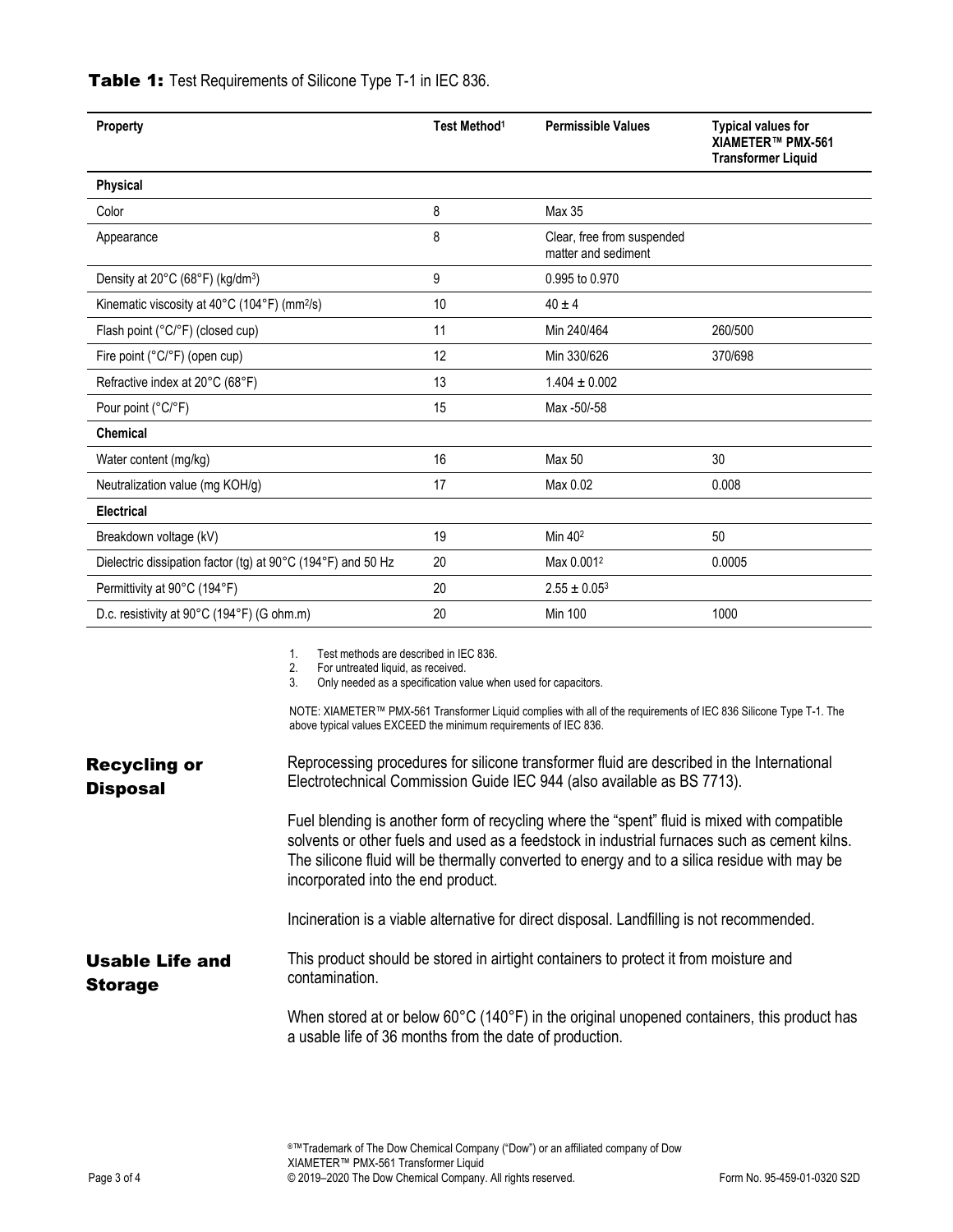**Table 1:** Test Requirements of Silicone Type T-1 in IEC 836.

| Property | Test Method[1] | Permissible Values | Typical values for XIAMETER™ PMX-561 Transformer Liquid |
|---|---|---|---|
| **Physical** | | | |
| Color | 8 | Max 35 | |
| Appearance | 8 | Clear, free from suspended matter and sediment | |
| Density at 20°C (68°F) (kg/dm³) | 9 | 0.995 to 0.970 | |
| Kinematic viscosity at 40°C (104°F) (mm²/s) | 10 | 40 ± 4 | |
| Flash point (°C/°F) (closed cup) | 11 | Min 240/464 | 260/500 |
| Fire point (°C/°F) (open cup) | 12 | Min 330/626 | 370/698 |
| Refractive index at 20°C (68°F) | 13 | 1.404 ± 0.002 | |
| Pour point (°C/°F) | 15 | Max -50/-58 | |
| **Chemical** | | | |
| Water content (mg/kg) | 16 | Max 50 | 30 |
| Neutralization value (mg KOH/g) | 17 | Max 0.02 | 0.008 |
| **Electrical** | | | |
| Breakdown voltage (kV) | 19 | Min 40[2] | 50 |
| Dielectric dissipation factor (tg) at 90°C (194°F) and 50 Hz | 20 | Max 0.001[2] | 0.0005 |
| Permittivity at 90°C (194°F) | 20 | 2.55 ± 0.05[3] | |
| D.c. resistivity at 90°C (194°F) (G ohm.m) | 20 | Min 100 | 1000 |

1. Test methods are described in IEC 836.
2. For untreated liquid, as received.
3. Only needed as a specification value when used for capacitors.

NOTE: XIAMETER™ PMX-561 Transformer Liquid complies with all of the requirements of IEC 836 Silicone Type T-1. The above typical values EXCEED the minimum requirements of IEC 836.

## Recycling or Disposal

Reprocessing procedures for silicone transformer fluid are described in the International Electrotechnical Commission Guide IEC 944 (also available as BS 7713).

Fuel blending is another form of recycling where the "spent" fluid is mixed with compatible solvents or other fuels and used as a feedstock in industrial furnaces such as cement kilns. The silicone fluid will be thermally converted to energy and to a silica residue with may be incorporated into the end product.

Incineration is a viable alternative for direct disposal. Landfilling is not recommended.

## Usable Life and Storage

This product should be stored in airtight containers to protect it from moisture and contamination.

When stored at or below 60°C (140°F) in the original unopened containers, this product has a usable life of 36 months from the date of production.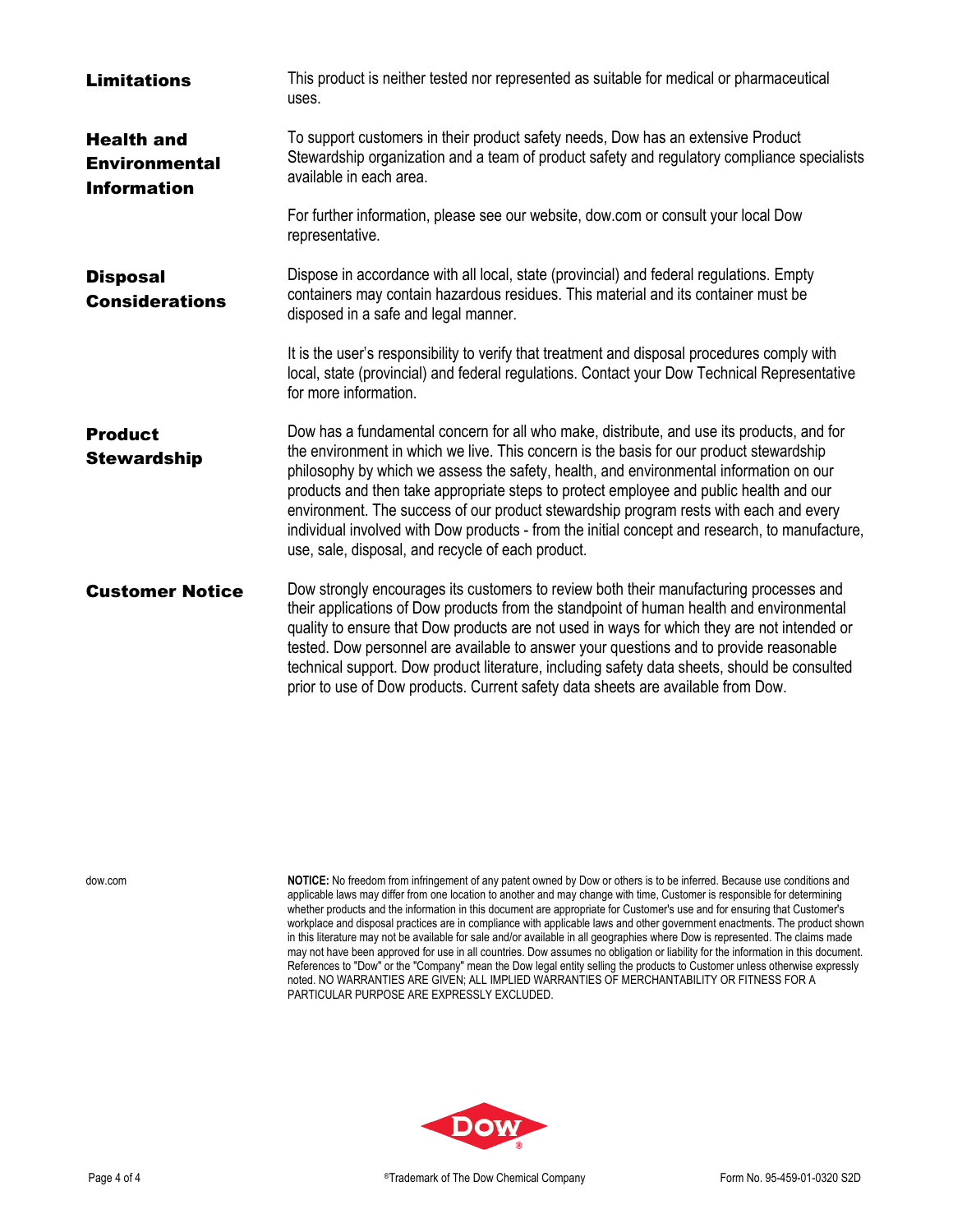## Limitations

This product is neither tested nor represented as suitable for medical or pharmaceutical uses.

## Health and Environmental Information

To support customers in their product safety needs, Dow has an extensive Product Stewardship organization and a team of product safety and regulatory compliance specialists available in each area.

For further information, please see our website, dow.com or consult your local Dow representative.

## Disposal Considerations

Dispose in accordance with all local, state (provincial) and federal regulations. Empty containers may contain hazardous residues. This material and its container must be disposed in a safe and legal manner.

It is the user's responsibility to verify that treatment and disposal procedures comply with local, state (provincial) and federal regulations. Contact your Dow Technical Representative for more information.

## Product Stewardship

Dow has a fundamental concern for all who make, distribute, and use its products, and for the environment in which we live. This concern is the basis for our product stewardship philosophy by which we assess the safety, health, and environmental information on our products and then take appropriate steps to protect employee and public health and our environment. The success of our product stewardship program rests with each and every individual involved with Dow products - from the initial concept and research, to manufacture, use, sale, disposal, and recycle of each product.

## Customer Notice

Dow strongly encourages its customers to review both their manufacturing processes and their applications of Dow products from the standpoint of human health and environmental quality to ensure that Dow products are not used in ways for which they are not intended or tested. Dow personnel are available to answer your questions and to provide reasonable technical support. Dow product literature, including safety data sheets, should be consulted prior to use of Dow products. Current safety data sheets are available from Dow.

dow.com

**NOTICE:** No freedom from infringement of any patent owned by Dow or others is to be inferred. Because use conditions and applicable laws may differ from one location to another and may change with time, Customer is responsible for determining whether products and the information in this document are appropriate for Customer's use and for ensuring that Customer's workplace and disposal practices are in compliance with applicable laws and other government enactments. The product shown in this literature may not be available for sale and/or available in all geographies where Dow is represented. The claims made may not have been approved for use in all countries. Dow assumes no obligation or liability for the information in this document. References to "Dow" or the "Company" mean the Dow legal entity selling the products to Customer unless otherwise expressly noted. NO WARRANTIES ARE GIVEN; ALL IMPLIED WARRANTIES OF MERCHANTABILITY OR FITNESS FOR A PARTICULAR PURPOSE ARE EXPRESSLY EXCLUDED.

®Trademark of The Dow Chemical Company

Form No. 95-459-01-0320 S2D